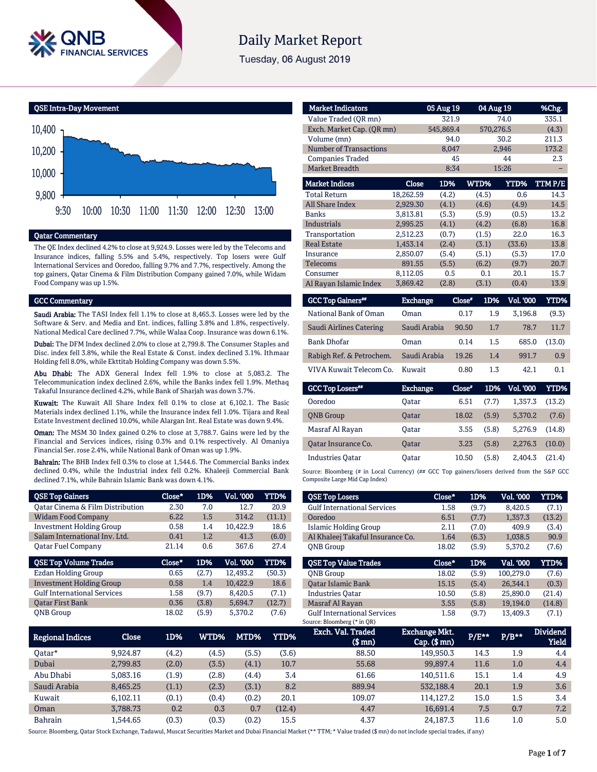# Daily Market Report

Tuesday, 06 August 2019

## QSE Intra-Day Movement

## Qatar Commentary

The QE Index declined 4.2% to close at 9,924.9. Losses were led by the Telecoms and Insurance indices, falling 5.5% and 5.4%, respectively. Top losers were Gulf International Services and Ooredoo, falling 9.7% and 7.7%, respectively. Among the top gainers, Qatar Cinema & Film Distribution Company gained 7.0%, while Widam Food Company was up 1.5%.

## GCC Commentary

**Saudi Arabia:** The TASI Index fell 1.1% to close at 8,465.3. Losses were led by the Software & Serv. and Media and Ent. indices, falling 3.8% and 1.8%, respectively. National Medical Care declined 7.7%, while Walaa Coop. Insurance was down 6.1%.

**Dubai:** The DFM Index declined 2.0% to close at 2,799.8. The Consumer Staples and Disc. index fell 3.8%, while the Real Estate & Const. index declined 3.1%. Ithmaar Holding fell 8.0%, while Ekttitab Holding Company was down 5.5%.

**Abu Dhabi:** The ADX General Index fell 1.9% to close at 5,083.2. The Telecommunication index declined 2.6%, while the Banks index fell 1.9%. Methaq Takaful Insurance declined 4.2%, while Bank of Sharjah was down 3.7%.

**Kuwait:** The Kuwait All Share Index fell 0.1% to close at 6,102.1. The Basic Materials index declined 1.1%, while the Insurance index fell 1.0%. Tijara and Real Estate Investment declined 10.0%, while Alargan Int. Real Estate was down 9.4%.

**Oman:** The MSM 30 Index gained 0.2% to close at 3,788.7. Gains were led by the Financial and Services indices, rising 0.3% and 0.1% respectively. Al Omaniya Financial Ser. rose 2.4%, while National Bank of Oman was up 1.9%.

**Bahrain:** The BHB Index fell 0.3% to close at 1,544.6. The Commercial Banks index declined 0.4%, while the Industrial index fell 0.2%. Khaleeji Commercial Bank declined 7.1%, while Bahrain Islamic Bank was down 4.1%.

| QSE Top Gainers | Close* | 1D% | Vol. '000 | YTD% |
|---|---|---|---|---|
| Qatar Cinema & Film Distribution | 2.30 | 7.0 | 12.7 | 20.9 |
| Widam Food Company | 6.22 | 1.5 | 314.2 | (11.1) |
| Investment Holding Group | 0.58 | 1.4 | 10,422.9 | 18.6 |
| Salam International Inv. Ltd. | 0.41 | 1.2 | 41.3 | (6.0) |
| Qatar Fuel Company | 21.14 | 0.6 | 367.6 | 27.4 |

| QSE Top Volume Trades | Close* | 1D% | Vol. '000 | YTD% |
|---|---|---|---|---|
| Ezdan Holding Group | 0.65 | (2.7) | 12,493.2 | (50.3) |
| Investment Holding Group | 0.58 | 1.4 | 10,422.9 | 18.6 |
| Gulf International Services | 1.58 | (9.7) | 8,420.5 | (7.1) |
| Qatar First Bank | 0.36 | (3.8) | 5,694.7 | (12.7) |
| QNB Group | 18.02 | (5.9) | 5,370.2 | (7.6) |

| Market Indicators | 05 Aug 19 | 04 Aug 19 | %Chg. |
|---|---|---|---|
| Value Traded (QR mn) | 321.9 | 74.0 | 335.1 |
| Exch. Market Cap. (QR mn) | 545,869.4 | 570,276.5 | (4.3) |
| Volume (mn) | 94.0 | 30.2 | 211.3 |
| Number of Transactions | 8,047 | 2,946 | 173.2 |
| Companies Traded | 45 | 44 | 2.3 |
| Market Breadth | 8:34 | 15:26 | – |

| Market Indices | Close | 1D% | WTD% | YTD% | TTM P/E |
|---|---|---|---|---|---|
| Total Return | 18,262.59 | (4.2) | (4.5) | 0.6 | 14.3 |
| All Share Index | 2,929.30 | (4.1) | (4.6) | (4.9) | 14.5 |
| Banks | 3,813.81 | (5.3) | (5.9) | (0.5) | 13.2 |
| Industrials | 2,995.25 | (4.1) | (4.2) | (6.8) | 16.8 |
| Transportation | 2,512.23 | (0.7) | (1.5) | 22.0 | 16.3 |
| Real Estate | 1,453.14 | (2.4) | (3.1) | (33.6) | 13.8 |
| Insurance | 2,850.07 | (5.4) | (5.1) | (5.3) | 17.0 |
| Telecoms | 891.55 | (5.5) | (6.2) | (9.7) | 20.7 |
| Consumer | 8,112.05 | 0.5 | 0.1 | 20.1 | 15.7 |
| Al Rayan Islamic Index | 3,869.42 | (2.8) | (3.1) | (0.4) | 13.9 |

| GCC Top Gainers## | Exchange | Close# | 1D% | Vol. '000 | YTD% |
|---|---|---|---|---|---|
| National Bank of Oman | Oman | 0.17 | 1.9 | 3,196.8 | (9.3) |
| Saudi Airlines Catering | Saudi Arabia | 90.50 | 1.7 | 78.7 | 11.7 |
| Bank Dhofar | Oman | 0.14 | 1.5 | 685.0 | (13.0) |
| Rabigh Ref. & Petrochem. | Saudi Arabia | 19.26 | 1.4 | 991.7 | 0.9 |
| VIVA Kuwait Telecom Co. | Kuwait | 0.80 | 1.3 | 42.1 | 0.1 |

| GCC Top Losers## | Exchange | Close# | 1D% | Vol. '000 | YTD% |
|---|---|---|---|---|---|
| Ooredoo | Qatar | 6.51 | (7.7) | 1,357.3 | (13.2) |
| QNB Group | Qatar | 18.02 | (5.9) | 5,370.2 | (7.6) |
| Masraf Al Rayan | Qatar | 3.55 | (5.8) | 5,276.9 | (14.8) |
| Qatar Insurance Co. | Qatar | 3.23 | (5.8) | 2,276.3 | (10.0) |
| Industries Qatar | Qatar | 10.50 | (5.8) | 2,404.3 | (21.4) |

Source: Bloomberg (# in Local Currency) (## GCC Top gainers/losers derived from the S&P GCC Composite Large Mid Cap Index)

| QSE Top Losers | Close* | 1D% | Vol. '000 | YTD% |
|---|---|---|---|---|
| Gulf International Services | 1.58 | (9.7) | 8,420.5 | (7.1) |
| Ooredoo | 6.51 | (7.7) | 1,357.3 | (13.2) |
| Islamic Holding Group | 2.11 | (7.0) | 409.9 | (3.4) |
| Al Khaleej Takaful Insurance Co. | 1.64 | (6.3) | 1,038.5 | 90.9 |
| QNB Group | 18.02 | (5.9) | 5,370.2 | (7.6) |

| QSE Top Value Trades | Close* | 1D% | Val. '000 | YTD% |
|---|---|---|---|---|
| QNB Group | 18.02 | (5.9) | 100,279.0 | (7.6) |
| Qatar Islamic Bank | 15.15 | (5.4) | 26,344.1 | (0.3) |
| Industries Qatar | 10.50 | (5.8) | 25,890.0 | (21.4) |
| Masraf Al Rayan | 3.55 | (5.8) | 19,194.0 | (14.8) |
| Gulf International Services | 1.58 | (9.7) | 13,409.3 | (7.1) |

Source: Bloomberg (* in QR)

| Regional Indices | Close | 1D% | WTD% | MTD% | YTD% | Exch. Val. Traded ($ mn) | Exchange Mkt. Cap. ($ mn) | P/E** | P/B** | Dividend Yield |
|---|---|---|---|---|---|---|---|---|---|---|
| Qatar* | 9,924.87 | (4.2) | (4.5) | (5.5) | (3.6) | 88.50 | 149,950.3 | 14.3 | 1.9 | 4.4 |
| Dubai | 2,799.83 | (2.0) | (3.5) | (4.1) | 10.7 | 55.68 | 99,897.4 | 11.6 | 1.0 | 4.4 |
| Abu Dhabi | 5,083.16 | (1.9) | (2.8) | (4.4) | 3.4 | 61.66 | 140,511.6 | 15.1 | 1.4 | 4.9 |
| Saudi Arabia | 8,465.25 | (1.1) | (2.3) | (3.1) | 8.2 | 889.94 | 532,188.4 | 20.1 | 1.9 | 3.6 |
| Kuwait | 6,102.11 | (0.1) | (0.4) | (0.2) | 20.1 | 109.07 | 114,127.2 | 15.0 | 1.5 | 3.4 |
| Oman | 3,788.73 | 0.2 | 0.3 | 0.7 | (12.4) | 4.47 | 16,691.4 | 7.5 | 0.7 | 7.2 |
| Bahrain | 1,544.65 | (0.3) | (0.3) | (0.2) | 15.5 | 4.37 | 24,187.3 | 11.6 | 1.0 | 5.0 |

Source: Bloomberg, Qatar Stock Exchange, Tadawul, Muscat Securities Market and Dubai Financial Market (** TTM; * Value traded ($ mn) do not include special trades, if any)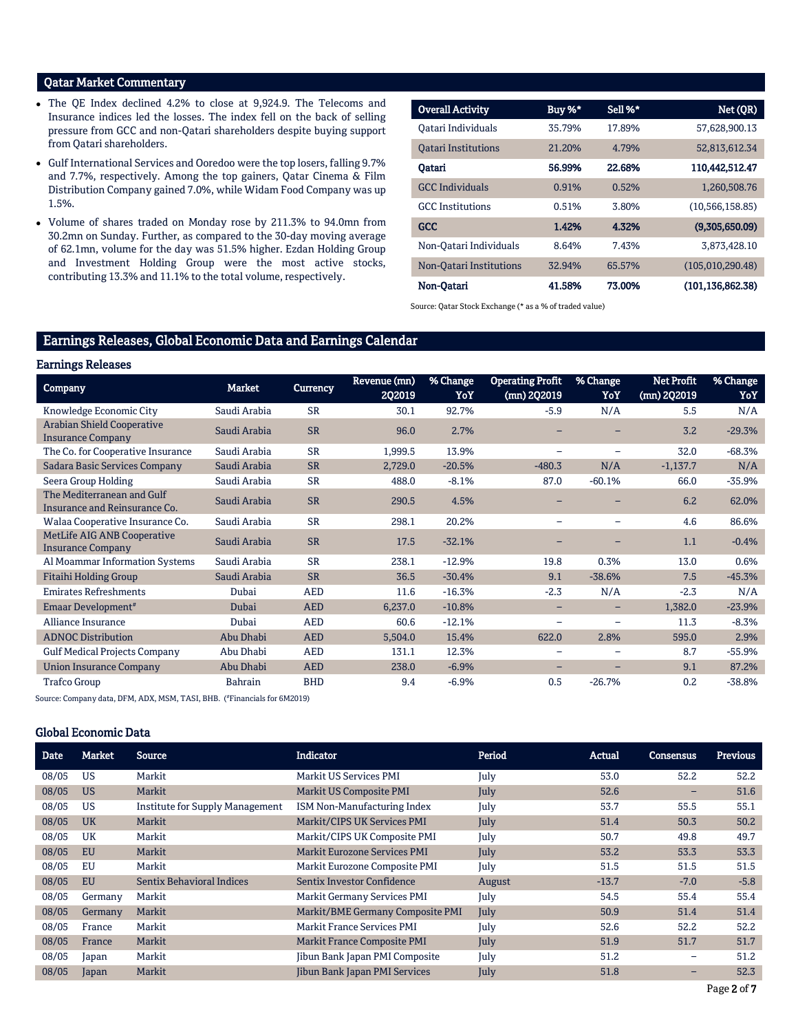## Qatar Market Commentary

- The QE Index declined 4.2% to close at 9,924.9. The Telecoms and Insurance indices led the losses. The index fell on the back of selling pressure from GCC and non-Qatari shareholders despite buying support from Qatari shareholders.
- Gulf International Services and Ooredoo were the top losers, falling 9.7% and 7.7%, respectively. Among the top gainers, Qatar Cinema & Film Distribution Company gained 7.0%, while Widam Food Company was up 1.5%.
- Volume of shares traded on Monday rose by 211.3% to 94.0mn from 30.2mn on Sunday. Further, as compared to the 30-day moving average of 62.1mn, volume for the day was 51.5% higher. Ezdan Holding Group and Investment Holding Group were the most active stocks, contributing 13.3% and 11.1% to the total volume, respectively.

| Overall Activity | Buy %* | Sell %* | Net (QR) |
|---|---|---|---|
| Qatari Individuals | 35.79% | 17.89% | 57,628,900.13 |
| Qatari Institutions | 21.20% | 4.79% | 52,813,612.34 |
| **Qatari** | **56.99%** | **22.68%** | **110,442,512.47** |
| GCC Individuals | 0.91% | 0.52% | 1,260,508.76 |
| GCC Institutions | 0.51% | 3.80% | (10,566,158.85) |
| **GCC** | **1.42%** | **4.32%** | **(9,305,650.09)** |
| Non-Qatari Individuals | 8.64% | 7.43% | 3,873,428.10 |
| Non-Qatari Institutions | 32.94% | 65.57% | (105,010,290.48) |
| **Non-Qatari** | **41.58%** | **73.00%** | **(101,136,862.38)** |

Source: Qatar Stock Exchange (* as a % of traded value)

## Earnings Releases, Global Economic Data and Earnings Calendar

### Earnings Releases

| Company | Market | Currency | Revenue (mn) 2Q2019 | % Change YoY | Operating Profit (mn) 2Q2019 | % Change YoY | Net Profit (mn) 2Q2019 | % Change YoY |
|---|---|---|---|---|---|---|---|---|
| Knowledge Economic City | Saudi Arabia | SR | 30.1 | 92.7% | -5.9 | N/A | 5.5 | N/A |
| Arabian Shield Cooperative Insurance Company | Saudi Arabia | SR | 96.0 | 2.7% | – | – | 3.2 | -29.3% |
| The Co. for Cooperative Insurance | Saudi Arabia | SR | 1,999.5 | 13.9% | – | – | 32.0 | -68.3% |
| Sadara Basic Services Company | Saudi Arabia | SR | 2,729.0 | -20.5% | -480.3 | N/A | -1,137.7 | N/A |
| Seera Group Holding | Saudi Arabia | SR | 488.0 | -8.1% | 87.0 | -60.1% | 66.0 | -35.9% |
| The Mediterranean and Gulf Insurance and Reinsurance Co. | Saudi Arabia | SR | 290.5 | 4.5% | – | – | 6.2 | 62.0% |
| Walaa Cooperative Insurance Co. | Saudi Arabia | SR | 298.1 | 20.2% | – | – | 4.6 | 86.6% |
| MetLife AIG ANB Cooperative Insurance Company | Saudi Arabia | SR | 17.5 | -32.1% | – | – | 1.1 | -0.4% |
| Al Moammar Information Systems | Saudi Arabia | SR | 238.1 | -12.9% | 19.8 | 0.3% | 13.0 | 0.6% |
| Fitaihi Holding Group | Saudi Arabia | SR | 36.5 | -30.4% | 9.1 | -38.6% | 7.5 | -45.3% |
| Emirates Refreshments | Dubai | AED | 11.6 | -16.3% | -2.3 | N/A | -2.3 | N/A |
| Emaar Development# | Dubai | AED | 6,237.0 | -10.8% | – | – | 1,382.0 | -23.9% |
| Alliance Insurance | Dubai | AED | 60.6 | -12.1% | – | – | 11.3 | -8.3% |
| ADNOC Distribution | Abu Dhabi | AED | 5,504.0 | 15.4% | 622.0 | 2.8% | 595.0 | 2.9% |
| Gulf Medical Projects Company | Abu Dhabi | AED | 131.1 | 12.3% | – | – | 8.7 | -55.9% |
| Union Insurance Company | Abu Dhabi | AED | 238.0 | -6.9% | – | – | 9.1 | 87.2% |
| Trafco Group | Bahrain | BHD | 9.4 | -6.9% | 0.5 | -26.7% | 0.2 | -38.8% |

Source: Company data, DFM, ADX, MSM, TASI, BHB. (#Financials for 6M2019)

### Global Economic Data

| Date | Market | Source | Indicator | Period | Actual | Consensus | Previous |
|---|---|---|---|---|---|---|---|
| 08/05 | US | Markit | Markit US Services PMI | July | 53.0 | 52.2 | 52.2 |
| 08/05 | US | Markit | Markit US Composite PMI | July | 52.6 | – | 51.6 |
| 08/05 | US | Institute for Supply Management | ISM Non-Manufacturing Index | July | 53.7 | 55.5 | 55.1 |
| 08/05 | UK | Markit | Markit/CIPS UK Services PMI | July | 51.4 | 50.3 | 50.2 |
| 08/05 | UK | Markit | Markit/CIPS UK Composite PMI | July | 50.7 | 49.8 | 49.7 |
| 08/05 | EU | Markit | Markit Eurozone Services PMI | July | 53.2 | 53.3 | 53.3 |
| 08/05 | EU | Markit | Markit Eurozone Composite PMI | July | 51.5 | 51.5 | 51.5 |
| 08/05 | EU | Sentix Behavioral Indices | Sentix Investor Confidence | August | -13.7 | -7.0 | -5.8 |
| 08/05 | Germany | Markit | Markit Germany Services PMI | July | 54.5 | 55.4 | 55.4 |
| 08/05 | Germany | Markit | Markit/BME Germany Composite PMI | July | 50.9 | 51.4 | 51.4 |
| 08/05 | France | Markit | Markit France Services PMI | July | 52.6 | 52.2 | 52.2 |
| 08/05 | France | Markit | Markit France Composite PMI | July | 51.9 | 51.7 | 51.7 |
| 08/05 | Japan | Markit | Jibun Bank Japan PMI Composite | July | 51.2 | – | 51.2 |
| 08/05 | Japan | Markit | Jibun Bank Japan PMI Services | July | 51.8 | – | 52.3 |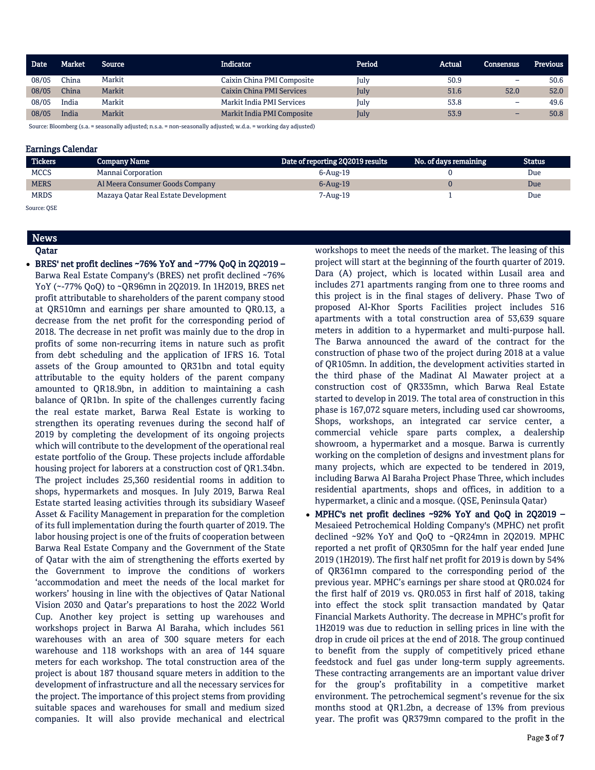| Date | Market | Source | Indicator | Period | Actual | Consensus | Previous |
|---|---|---|---|---|---|---|---|
| 08/05 | China | Markit | Caixin China PMI Composite | July | 50.9 | – | 50.6 |
| 08/05 | China | Markit | Caixin China PMI Services | July | 51.6 | 52.0 | 52.0 |
| 08/05 | India | Markit | Markit India PMI Services | July | 53.8 | – | 49.6 |
| 08/05 | India | Markit | Markit India PMI Composite | July | 53.9 | – | 50.8 |

Source: Bloomberg (s.a. = seasonally adjusted; n.s.a. = non-seasonally adjusted; w.d.a. = working day adjusted)

## Earnings Calendar

| Tickers | Company Name | Date of reporting 2Q2019 results | No. of days remaining | Status |
|---|---|---|---|---|
| MCCS | Mannai Corporation | 6-Aug-19 | 0 | Due |
| MERS | Al Meera Consumer Goods Company | 6-Aug-19 | 0 | Due |
| MRDS | Mazaya Qatar Real Estate Development | 7-Aug-19 | 1 | Due |

Source: QSE

## News

### Qatar

- **BRES' net profit declines ~76% YoY and ~77% QoQ in 2Q2019 –** Barwa Real Estate Company's (BRES) net profit declined ~76% YoY (~-77% QoQ) to ~QR96mn in 2Q2019. In 1H2019, BRES net profit attributable to shareholders of the parent company stood at QR510mn and earnings per share amounted to QR0.13, a decrease from the net profit for the corresponding period of 2018. The decrease in net profit was mainly due to the drop in profits of some non-recurring items in nature such as profit from debt scheduling and the application of IFRS 16. Total assets of the Group amounted to QR31bn and total equity attributable to the equity holders of the parent company amounted to QR18.9bn, in addition to maintaining a cash balance of QR1bn. In spite of the challenges currently facing the real estate market, Barwa Real Estate is working to strengthen its operating revenues during the second half of 2019 by completing the development of its ongoing projects which will contribute to the development of the operational real estate portfolio of the Group. These projects include affordable housing project for laborers at a construction cost of QR1.34bn. The project includes 25,360 residential rooms in addition to shops, hypermarkets and mosques. In July 2019, Barwa Real Estate started leasing activities through its subsidiary Waseef Asset & Facility Management in preparation for the completion of its full implementation during the fourth quarter of 2019. The labor housing project is one of the fruits of cooperation between Barwa Real Estate Company and the Government of the State of Qatar with the aim of strengthening the efforts exerted by the Government to improve the conditions of workers 'accommodation and meet the needs of the local market for workers' housing in line with the objectives of Qatar National Vision 2030 and Qatar's preparations to host the 2022 World Cup. Another key project is setting up warehouses and workshops project in Barwa Al Baraha, which includes 561 warehouses with an area of 300 square meters for each warehouse and 118 workshops with an area of 144 square meters for each workshop. The total construction area of the project is about 187 thousand square meters in addition to the development of infrastructure and all the necessary services for the project. The importance of this project stems from providing suitable spaces and warehouses for small and medium sized companies. It will also provide mechanical and electrical workshops to meet the needs of the market. The leasing of this project will start at the beginning of the fourth quarter of 2019. Dara (A) project, which is located within Lusail area and includes 271 apartments ranging from one to three rooms and this project is in the final stages of delivery. Phase Two of proposed Al-Khor Sports Facilities project includes 516 apartments with a total construction area of 53,639 square meters in addition to a hypermarket and multi-purpose hall. The Barwa announced the award of the contract for the construction of phase two of the project during 2018 at a value of QR105mn. In addition, the development activities started in the third phase of the Madinat Al Mawater project at a construction cost of QR335mn, which Barwa Real Estate started to develop in 2019. The total area of construction in this phase is 167,072 square meters, including used car showrooms, Shops, workshops, an integrated car service center, a commercial vehicle spare parts complex, a dealership showroom, a hypermarket and a mosque. Barwa is currently working on the completion of designs and investment plans for many projects, which are expected to be tendered in 2019, including Barwa Al Baraha Project Phase Three, which includes residential apartments, shops and offices, in addition to a hypermarket, a clinic and a mosque. (QSE, Peninsula Qatar)
- **MPHC's net profit declines ~92% YoY and QoQ in 2Q2019 –** Mesaieed Petrochemical Holding Company's (MPHC) net profit declined ~92% YoY and QoQ to ~QR24mn in 2Q2019. MPHC reported a net profit of QR305mn for the half year ended June 2019 (1H2019). The first half net profit for 2019 is down by 54% of QR361mn compared to the corresponding period of the previous year. MPHC's earnings per share stood at QR0.024 for the first half of 2019 vs. QR0.053 in first half of 2018, taking into effect the stock split transaction mandated by Qatar Financial Markets Authority. The decrease in MPHC's profit for 1H2019 was due to reduction in selling prices in line with the drop in crude oil prices at the end of 2018. The group continued to benefit from the supply of competitively priced ethane feedstock and fuel gas under long-term supply agreements. These contracting arrangements are an important value driver for the group's profitability in a competitive market environment. The petrochemical segment's revenue for the six months stood at QR1.2bn, a decrease of 13% from previous year. The profit was QR379mn compared to the profit in the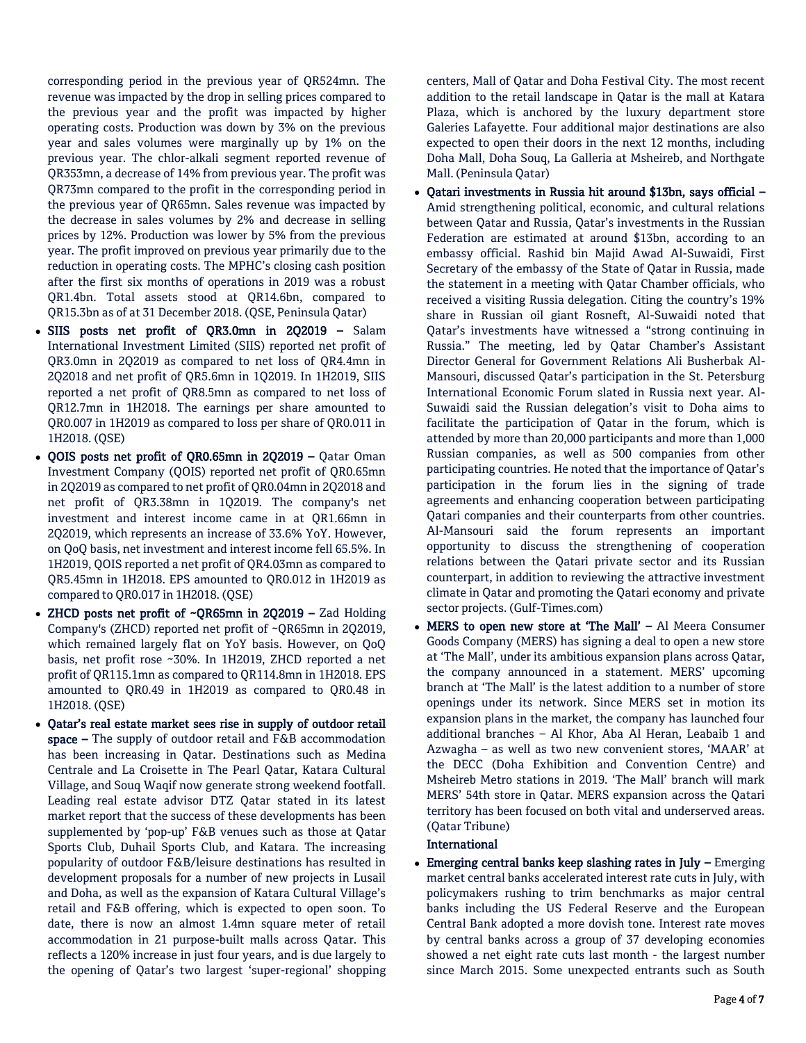corresponding period in the previous year of QR524mn. The revenue was impacted by the drop in selling prices compared to the previous year and the profit was impacted by higher operating costs. Production was down by 3% on the previous year and sales volumes were marginally up by 1% on the previous year. The chlor-alkali segment reported revenue of QR353mn, a decrease of 14% from previous year. The profit was QR73mn compared to the profit in the corresponding period in the previous year of QR65mn. Sales revenue was impacted by the decrease in sales volumes by 2% and decrease in selling prices by 12%. Production was lower by 5% from the previous year. The profit improved on previous year primarily due to the reduction in operating costs. The MPHC's closing cash position after the first six months of operations in 2019 was a robust QR1.4bn. Total assets stood at QR14.6bn, compared to QR15.3bn as of at 31 December 2018. (QSE, Peninsula Qatar)

- **SIIS posts net profit of QR3.0mn in 2Q2019 –** Salam International Investment Limited (SIIS) reported net profit of QR3.0mn in 2Q2019 as compared to net loss of QR4.4mn in 2Q2018 and net profit of QR5.6mn in 1Q2019. In 1H2019, SIIS reported a net profit of QR8.5mn as compared to net loss of QR12.7mn in 1H2018. The earnings per share amounted to QR0.007 in 1H2019 as compared to loss per share of QR0.011 in 1H2018. (QSE)
- **QOIS posts net profit of QR0.65mn in 2Q2019 –** Qatar Oman Investment Company (QOIS) reported net profit of QR0.65mn in 2Q2019 as compared to net profit of QR0.04mn in 2Q2018 and net profit of QR3.38mn in 1Q2019. The company's net investment and interest income came in at QR1.66mn in 2Q2019, which represents an increase of 33.6% YoY. However, on QoQ basis, net investment and interest income fell 65.5%. In 1H2019, QOIS reported a net profit of QR4.03mn as compared to QR5.45mn in 1H2018. EPS amounted to QR0.012 in 1H2019 as compared to QR0.017 in 1H2018. (QSE)
- **ZHCD posts net profit of ~QR65mn in 2Q2019 –** Zad Holding Company's (ZHCD) reported net profit of ~QR65mn in 2Q2019, which remained largely flat on YoY basis. However, on QoQ basis, net profit rose ~30%. In 1H2019, ZHCD reported a net profit of QR115.1mn as compared to QR114.8mn in 1H2018. EPS amounted to QR0.49 in 1H2019 as compared to QR0.48 in 1H2018. (QSE)
- **Qatar's real estate market sees rise in supply of outdoor retail space –** The supply of outdoor retail and F&B accommodation has been increasing in Qatar. Destinations such as Medina Centrale and La Croisette in The Pearl Qatar, Katara Cultural Village, and Souq Waqif now generate strong weekend footfall. Leading real estate advisor DTZ Qatar stated in its latest market report that the success of these developments has been supplemented by 'pop-up' F&B venues such as those at Qatar Sports Club, Duhail Sports Club, and Katara. The increasing popularity of outdoor F&B/leisure destinations has resulted in development proposals for a number of new projects in Lusail and Doha, as well as the expansion of Katara Cultural Village's retail and F&B offering, which is expected to open soon. To date, there is now an almost 1.4mn square meter of retail accommodation in 21 purpose-built malls across Qatar. This reflects a 120% increase in just four years, and is due largely to the opening of Qatar's two largest 'super-regional' shopping centers, Mall of Qatar and Doha Festival City. The most recent addition to the retail landscape in Qatar is the mall at Katara Plaza, which is anchored by the luxury department store Galeries Lafayette. Four additional major destinations are also expected to open their doors in the next 12 months, including Doha Mall, Doha Souq, La Galleria at Msheireb, and Northgate Mall. (Peninsula Qatar)
- **Qatari investments in Russia hit around $13bn, says official –** Amid strengthening political, economic, and cultural relations between Qatar and Russia, Qatar's investments in the Russian Federation are estimated at around $13bn, according to an embassy official. Rashid bin Majid Awad Al-Suwaidi, First Secretary of the embassy of the State of Qatar in Russia, made the statement in a meeting with Qatar Chamber officials, who received a visiting Russia delegation. Citing the country's 19% share in Russian oil giant Rosneft, Al-Suwaidi noted that Qatar's investments have witnessed a "strong continuing in Russia." The meeting, led by Qatar Chamber's Assistant Director General for Government Relations Ali Busherbak Al-Mansouri, discussed Qatar's participation in the St. Petersburg International Economic Forum slated in Russia next year. Al-Suwaidi said the Russian delegation's visit to Doha aims to facilitate the participation of Qatar in the forum, which is attended by more than 20,000 participants and more than 1,000 Russian companies, as well as 500 companies from other participating countries. He noted that the importance of Qatar's participation in the forum lies in the signing of trade agreements and enhancing cooperation between participating Qatari companies and their counterparts from other countries. Al-Mansouri said the forum represents an important opportunity to discuss the strengthening of cooperation relations between the Qatari private sector and its Russian counterpart, in addition to reviewing the attractive investment climate in Qatar and promoting the Qatari economy and private sector projects. (Gulf-Times.com)
- **MERS to open new store at 'The Mall' –** Al Meera Consumer Goods Company (MERS) has signing a deal to open a new store at 'The Mall', under its ambitious expansion plans across Qatar, the company announced in a statement. MERS' upcoming branch at 'The Mall' is the latest addition to a number of store openings under its network. Since MERS set in motion its expansion plans in the market, the company has launched four additional branches – Al Khor, Aba Al Heran, Leabaib 1 and Azwagha – as well as two new convenient stores, 'MAAR' at the DECC (Doha Exhibition and Convention Centre) and Msheireb Metro stations in 2019. 'The Mall' branch will mark MERS' 54th store in Qatar. MERS expansion across the Qatari territory has been focused on both vital and underserved areas. (Qatar Tribune)

**International**

- **Emerging central banks keep slashing rates in July –** Emerging market central banks accelerated interest rate cuts in July, with policymakers rushing to trim benchmarks as major central banks including the US Federal Reserve and the European Central Bank adopted a more dovish tone. Interest rate moves by central banks across a group of 37 developing economies showed a net eight rate cuts last month - the largest number since March 2015. Some unexpected entrants such as South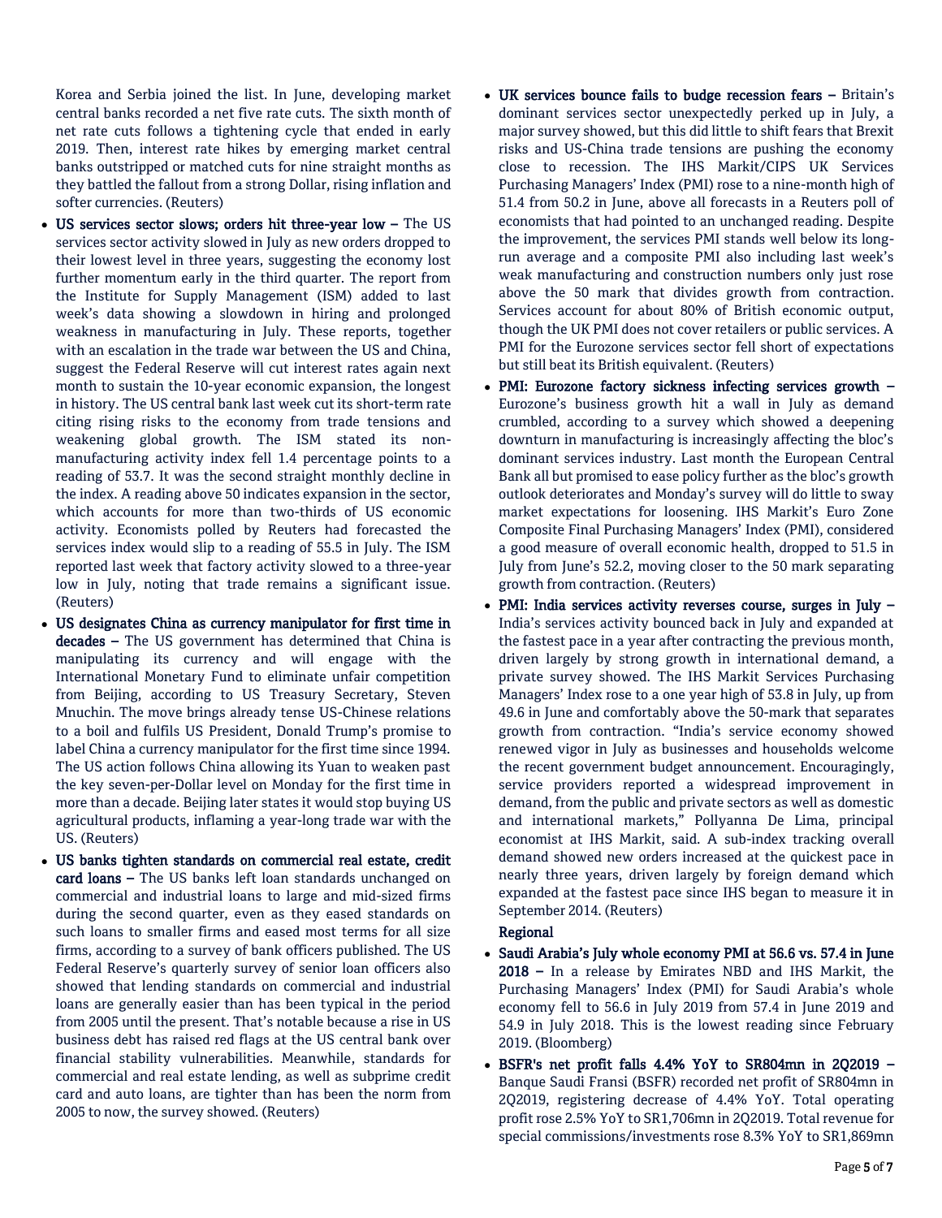Korea and Serbia joined the list. In June, developing market central banks recorded a net five rate cuts. The sixth month of net rate cuts follows a tightening cycle that ended in early 2019. Then, interest rate hikes by emerging market central banks outstripped or matched cuts for nine straight months as they battled the fallout from a strong Dollar, rising inflation and softer currencies. (Reuters)

- **US services sector slows; orders hit three-year low –** The US services sector activity slowed in July as new orders dropped to their lowest level in three years, suggesting the economy lost further momentum early in the third quarter. The report from the Institute for Supply Management (ISM) added to last week's data showing a slowdown in hiring and prolonged weakness in manufacturing in July. These reports, together with an escalation in the trade war between the US and China, suggest the Federal Reserve will cut interest rates again next month to sustain the 10-year economic expansion, the longest in history. The US central bank last week cut its short-term rate citing rising risks to the economy from trade tensions and weakening global growth. The ISM stated its non-manufacturing activity index fell 1.4 percentage points to a reading of 53.7. It was the second straight monthly decline in the index. A reading above 50 indicates expansion in the sector, which accounts for more than two-thirds of US economic activity. Economists polled by Reuters had forecasted the services index would slip to a reading of 55.5 in July. The ISM reported last week that factory activity slowed to a three-year low in July, noting that trade remains a significant issue. (Reuters)
- **US designates China as currency manipulator for first time in decades –** The US government has determined that China is manipulating its currency and will engage with the International Monetary Fund to eliminate unfair competition from Beijing, according to US Treasury Secretary, Steven Mnuchin. The move brings already tense US-Chinese relations to a boil and fulfils US President, Donald Trump's promise to label China a currency manipulator for the first time since 1994. The US action follows China allowing its Yuan to weaken past the key seven-per-Dollar level on Monday for the first time in more than a decade. Beijing later states it would stop buying US agricultural products, inflaming a year-long trade war with the US. (Reuters)
- **US banks tighten standards on commercial real estate, credit card loans –** The US banks left loan standards unchanged on commercial and industrial loans to large and mid-sized firms during the second quarter, even as they eased standards on such loans to smaller firms and eased most terms for all size firms, according to a survey of bank officers published. The US Federal Reserve's quarterly survey of senior loan officers also showed that lending standards on commercial and industrial loans are generally easier than has been typical in the period from 2005 until the present. That's notable because a rise in US business debt has raised red flags at the US central bank over financial stability vulnerabilities. Meanwhile, standards for commercial and real estate lending, as well as subprime credit card and auto loans, are tighter than has been the norm from 2005 to now, the survey showed. (Reuters)
- **UK services bounce fails to budge recession fears –** Britain's dominant services sector unexpectedly perked up in July, a major survey showed, but this did little to shift fears that Brexit risks and US-China trade tensions are pushing the economy close to recession. The IHS Markit/CIPS UK Services Purchasing Managers' Index (PMI) rose to a nine-month high of 51.4 from 50.2 in June, above all forecasts in a Reuters poll of economists that had pointed to an unchanged reading. Despite the improvement, the services PMI stands well below its long-run average and a composite PMI also including last week's weak manufacturing and construction numbers only just rose above the 50 mark that divides growth from contraction. Services account for about 80% of British economic output, though the UK PMI does not cover retailers or public services. A PMI for the Eurozone services sector fell short of expectations but still beat its British equivalent. (Reuters)
- **PMI: Eurozone factory sickness infecting services growth –** Eurozone's business growth hit a wall in July as demand crumbled, according to a survey which showed a deepening downturn in manufacturing is increasingly affecting the bloc's dominant services industry. Last month the European Central Bank all but promised to ease policy further as the bloc's growth outlook deteriorates and Monday's survey will do little to sway market expectations for loosening. IHS Markit's Euro Zone Composite Final Purchasing Managers' Index (PMI), considered a good measure of overall economic health, dropped to 51.5 in July from June's 52.2, moving closer to the 50 mark separating growth from contraction. (Reuters)
- **PMI: India services activity reverses course, surges in July –** India's services activity bounced back in July and expanded at the fastest pace in a year after contracting the previous month, driven largely by strong growth in international demand, a private survey showed. The IHS Markit Services Purchasing Managers' Index rose to a one year high of 53.8 in July, up from 49.6 in June and comfortably above the 50-mark that separates growth from contraction. "India's service economy showed renewed vigor in July as businesses and households welcome the recent government budget announcement. Encouragingly, service providers reported a widespread improvement in demand, from the public and private sectors as well as domestic and international markets," Pollyanna De Lima, principal economist at IHS Markit, said. A sub-index tracking overall demand showed new orders increased at the quickest pace in nearly three years, driven largely by foreign demand which expanded at the fastest pace since IHS began to measure it in September 2014. (Reuters)

**Regional**

- **Saudi Arabia's July whole economy PMI at 56.6 vs. 57.4 in June 2018 –** In a release by Emirates NBD and IHS Markit, the Purchasing Managers' Index (PMI) for Saudi Arabia's whole economy fell to 56.6 in July 2019 from 57.4 in June 2019 and 54.9 in July 2018. This is the lowest reading since February 2019. (Bloomberg)
- **BSFR's net profit falls 4.4% YoY to SR804mn in 2Q2019 –** Banque Saudi Fransi (BSFR) recorded net profit of SR804mn in 2Q2019, registering decrease of 4.4% YoY. Total operating profit rose 2.5% YoY to SR1,706mn in 2Q2019. Total revenue for special commissions/investments rose 8.3% YoY to SR1,869mn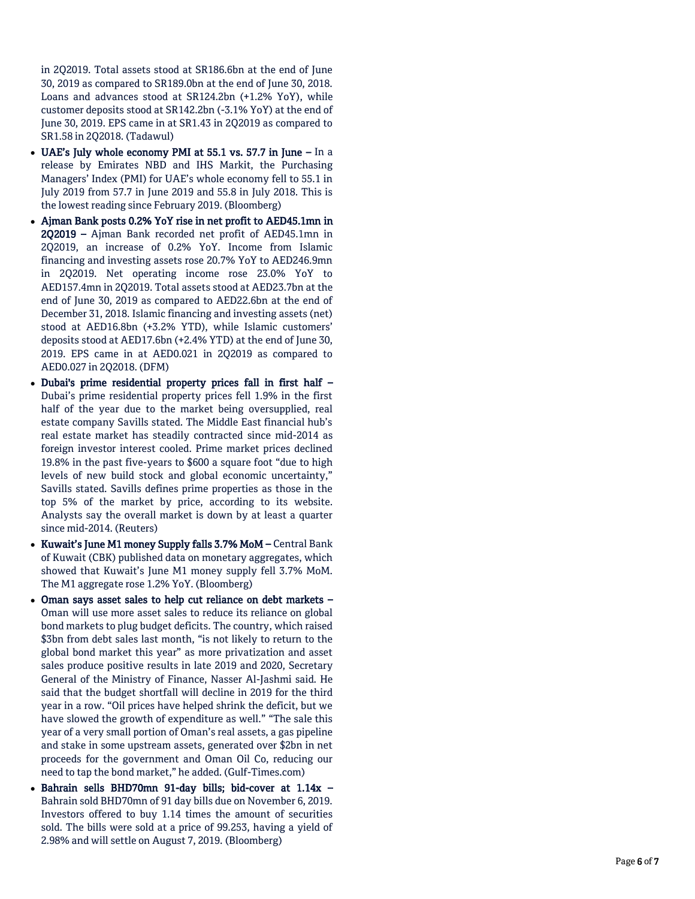in 2Q2019. Total assets stood at SR186.6bn at the end of June 30, 2019 as compared to SR189.0bn at the end of June 30, 2018. Loans and advances stood at SR124.2bn (+1.2% YoY), while customer deposits stood at SR142.2bn (-3.1% YoY) at the end of June 30, 2019. EPS came in at SR1.43 in 2Q2019 as compared to SR1.58 in 2Q2018. (Tadawul)

- **UAE's July whole economy PMI at 55.1 vs. 57.7 in June –** In a release by Emirates NBD and IHS Markit, the Purchasing Managers' Index (PMI) for UAE's whole economy fell to 55.1 in July 2019 from 57.7 in June 2019 and 55.8 in July 2018. This is the lowest reading since February 2019. (Bloomberg)
- **Ajman Bank posts 0.2% YoY rise in net profit to AED45.1mn in 2Q2019 –** Ajman Bank recorded net profit of AED45.1mn in 2Q2019, an increase of 0.2% YoY. Income from Islamic financing and investing assets rose 20.7% YoY to AED246.9mn in 2Q2019. Net operating income rose 23.0% YoY to AED157.4mn in 2Q2019. Total assets stood at AED23.7bn at the end of June 30, 2019 as compared to AED22.6bn at the end of December 31, 2018. Islamic financing and investing assets (net) stood at AED16.8bn (+3.2% YTD), while Islamic customers' deposits stood at AED17.6bn (+2.4% YTD) at the end of June 30, 2019. EPS came in at AED0.021 in 2Q2019 as compared to AED0.027 in 2Q2018. (DFM)
- **Dubai's prime residential property prices fall in first half –** Dubai's prime residential property prices fell 1.9% in the first half of the year due to the market being oversupplied, real estate company Savills stated. The Middle East financial hub's real estate market has steadily contracted since mid-2014 as foreign investor interest cooled. Prime market prices declined 19.8% in the past five-years to $600 a square foot "due to high levels of new build stock and global economic uncertainty," Savills stated. Savills defines prime properties as those in the top 5% of the market by price, according to its website. Analysts say the overall market is down by at least a quarter since mid-2014. (Reuters)
- **Kuwait's June M1 money Supply falls 3.7% MoM –** Central Bank of Kuwait (CBK) published data on monetary aggregates, which showed that Kuwait's June M1 money supply fell 3.7% MoM. The M1 aggregate rose 1.2% YoY. (Bloomberg)
- **Oman says asset sales to help cut reliance on debt markets –** Oman will use more asset sales to reduce its reliance on global bond markets to plug budget deficits. The country, which raised $3bn from debt sales last month, "is not likely to return to the global bond market this year" as more privatization and asset sales produce positive results in late 2019 and 2020, Secretary General of the Ministry of Finance, Nasser Al-Jashmi said. He said that the budget shortfall will decline in 2019 for the third year in a row. "Oil prices have helped shrink the deficit, but we have slowed the growth of expenditure as well." "The sale this year of a very small portion of Oman's real assets, a gas pipeline and stake in some upstream assets, generated over $2bn in net proceeds for the government and Oman Oil Co, reducing our need to tap the bond market," he added. (Gulf-Times.com)
- **Bahrain sells BHD70mn 91-day bills; bid-cover at 1.14x –** Bahrain sold BHD70mn of 91 day bills due on November 6, 2019. Investors offered to buy 1.14 times the amount of securities sold. The bills were sold at a price of 99.253, having a yield of 2.98% and will settle on August 7, 2019. (Bloomberg)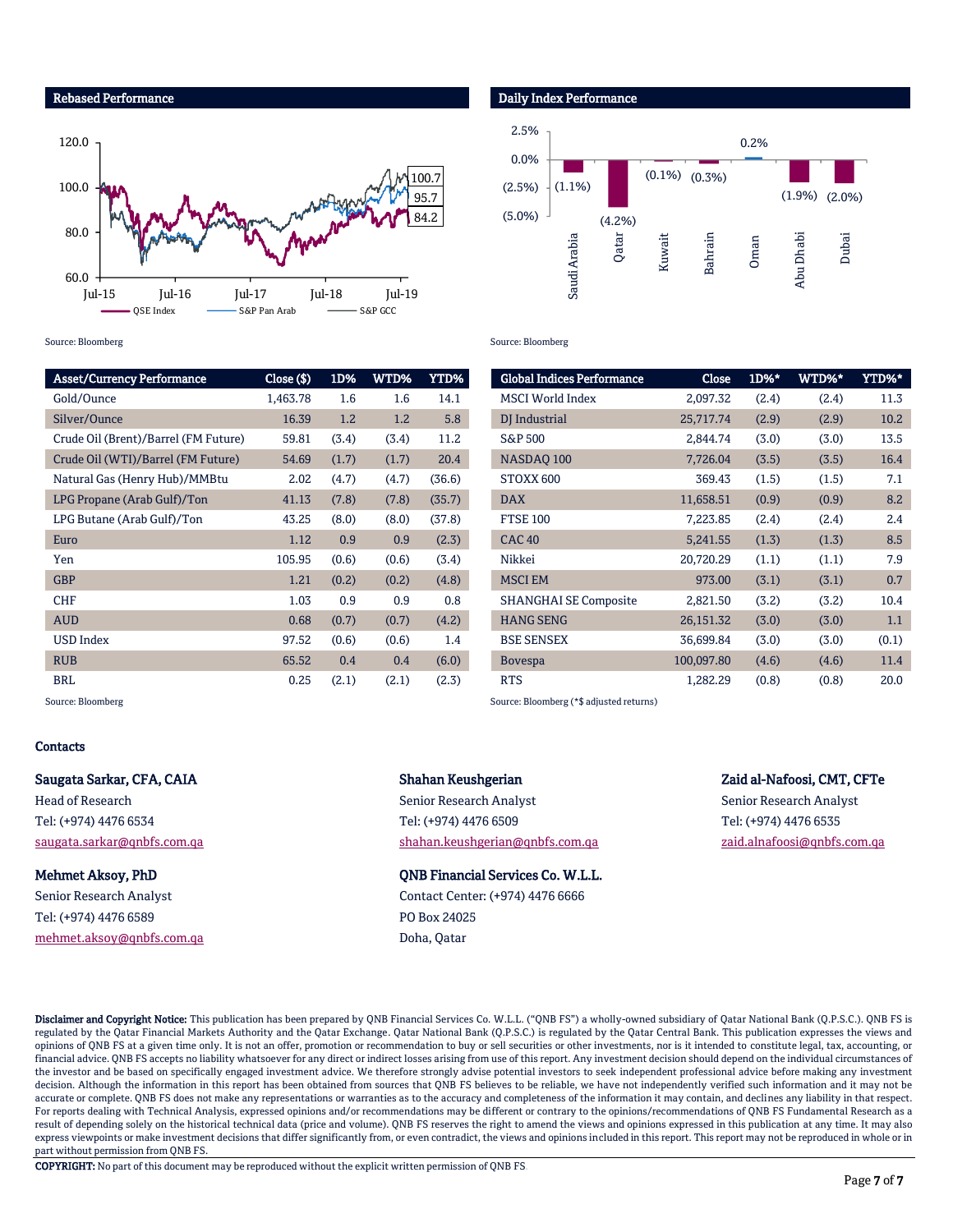## Rebased Performance

120.0
100.0
80.0
60.0
Jul-15
Jul-16
Jul-17
Jul-18
Jul-19
100.7
95.7
84.2
QSE Index
S&P Pan Arab
S&P GCC

Source: Bloomberg

## Daily Index Performance

2.5%
0.0%
(2.5%)
(5.0%)
(1.1%)
(4.2%)
(0.1%)
(0.3%)
0.2%
(1.9%)
(2.0%)
Saudi Arabia
Qatar
Kuwait
Bahrain
Oman
Abu Dhabi
Dubai

Source: Bloomberg

| Asset/Currency Performance | Close ($) | 1D% | WTD% | YTD% |
|---|---|---|---|---|
| Gold/Ounce | 1,463.78 | 1.6 | 1.6 | 14.1 |
| Silver/Ounce | 16.39 | 1.2 | 1.2 | 5.8 |
| Crude Oil (Brent)/Barrel (FM Future) | 59.81 | (3.4) | (3.4) | 11.2 |
| Crude Oil (WTI)/Barrel (FM Future) | 54.69 | (1.7) | (1.7) | 20.4 |
| Natural Gas (Henry Hub)/MMBtu | 2.02 | (4.7) | (4.7) | (36.6) |
| LPG Propane (Arab Gulf)/Ton | 41.13 | (7.8) | (7.8) | (35.7) |
| LPG Butane (Arab Gulf)/Ton | 43.25 | (8.0) | (8.0) | (37.8) |
| Euro | 1.12 | 0.9 | 0.9 | (2.3) |
| Yen | 105.95 | (0.6) | (0.6) | (3.4) |
| GBP | 1.21 | (0.2) | (0.2) | (4.8) |
| CHF | 1.03 | 0.9 | 0.9 | 0.8 |
| AUD | 0.68 | (0.7) | (0.7) | (4.2) |
| USD Index | 97.52 | (0.6) | (0.6) | 1.4 |
| RUB | 65.52 | 0.4 | 0.4 | (6.0) |
| BRL | 0.25 | (2.1) | (2.1) | (2.3) |

Source: Bloomberg

| Global Indices Performance | Close | 1D%* | WTD%* | YTD%* |
|---|---|---|---|---|
| MSCI World Index | 2,097.32 | (2.4) | (2.4) | 11.3 |
| DJ Industrial | 25,717.74 | (2.9) | (2.9) | 10.2 |
| S&P 500 | 2,844.74 | (3.0) | (3.0) | 13.5 |
| NASDAQ 100 | 7,726.04 | (3.5) | (3.5) | 16.4 |
| STOXX 600 | 369.43 | (1.5) | (1.5) | 7.1 |
| DAX | 11,658.51 | (0.9) | (0.9) | 8.2 |
| FTSE 100 | 7,223.85 | (2.4) | (2.4) | 2.4 |
| CAC 40 | 5,241.55 | (1.3) | (1.3) | 8.5 |
| Nikkei | 20,720.29 | (1.1) | (1.1) | 7.9 |
| MSCI EM | 973.00 | (3.1) | (3.1) | 0.7 |
| SHANGHAI SE Composite | 2,821.50 | (3.2) | (3.2) | 10.4 |
| HANG SENG | 26,151.32 | (3.0) | (3.0) | 1.1 |
| BSE SENSEX | 36,699.84 | (3.0) | (3.0) | (0.1) |
| Bovespa | 100,097.80 | (4.6) | (4.6) | 11.4 |
| RTS | 1,282.29 | (0.8) | (0.8) | 20.0 |

Source: Bloomberg (*$ adjusted returns)

## Contacts

**Saugata Sarkar, CFA, CAIA**
Head of Research
Tel: (+974) 4476 6534
saugata.sarkar@qnbfs.com.qa

**Shahan Keushgerian**
Senior Research Analyst
Tel: (+974) 4476 6509
shahan.keushgerian@qnbfs.com.qa

**Zaid al-Nafoosi, CMT, CFTe**
Senior Research Analyst
Tel: (+974) 4476 6535
zaid.alnafoosi@qnbfs.com.qa

**Mehmet Aksoy, PhD**
Senior Research Analyst
Tel: (+974) 4476 6589
mehmet.aksoy@qnbfs.com.qa

**QNB Financial Services Co. W.L.L.**
Contact Center: (+974) 4476 6666
PO Box 24025
Doha, Qatar

**Disclaimer and Copyright Notice:** This publication has been prepared by QNB Financial Services Co. W.L.L. ("QNB FS") a wholly-owned subsidiary of Qatar National Bank (Q.P.S.C.). QNB FS is regulated by the Qatar Financial Markets Authority and the Qatar Exchange. Qatar National Bank (Q.P.S.C.) is regulated by the Qatar Central Bank. This publication expresses the views and opinions of QNB FS at a given time only. It is not an offer, promotion or recommendation to buy or sell securities or other investments, nor is it intended to constitute legal, tax, accounting, or financial advice. QNB FS accepts no liability whatsoever for any direct or indirect losses arising from use of this report. Any investment decision should depend on the individual circumstances of the investor and be based on specifically engaged investment advice. We therefore strongly advise potential investors to seek independent professional advice before making any investment decision. Although the information in this report has been obtained from sources that QNB FS believes to be reliable, we have not independently verified such information and it may not be accurate or complete. QNB FS does not make any representations or warranties as to the accuracy and completeness of the information it may contain, and declines any liability in that respect. For reports dealing with Technical Analysis, expressed opinions and/or recommendations may be different or contrary to the opinions/recommendations of QNB FS Fundamental Research as a result of depending solely on the historical technical data (price and volume). QNB FS reserves the right to amend the views and opinions expressed in this publication at any time. It may also express viewpoints or make investment decisions that differ significantly from, or even contradict, the views and opinions included in this report. This report may not be reproduced in whole or in part without permission from QNB FS.

**COPYRIGHT:** No part of this document may be reproduced without the explicit written permission of QNB FS